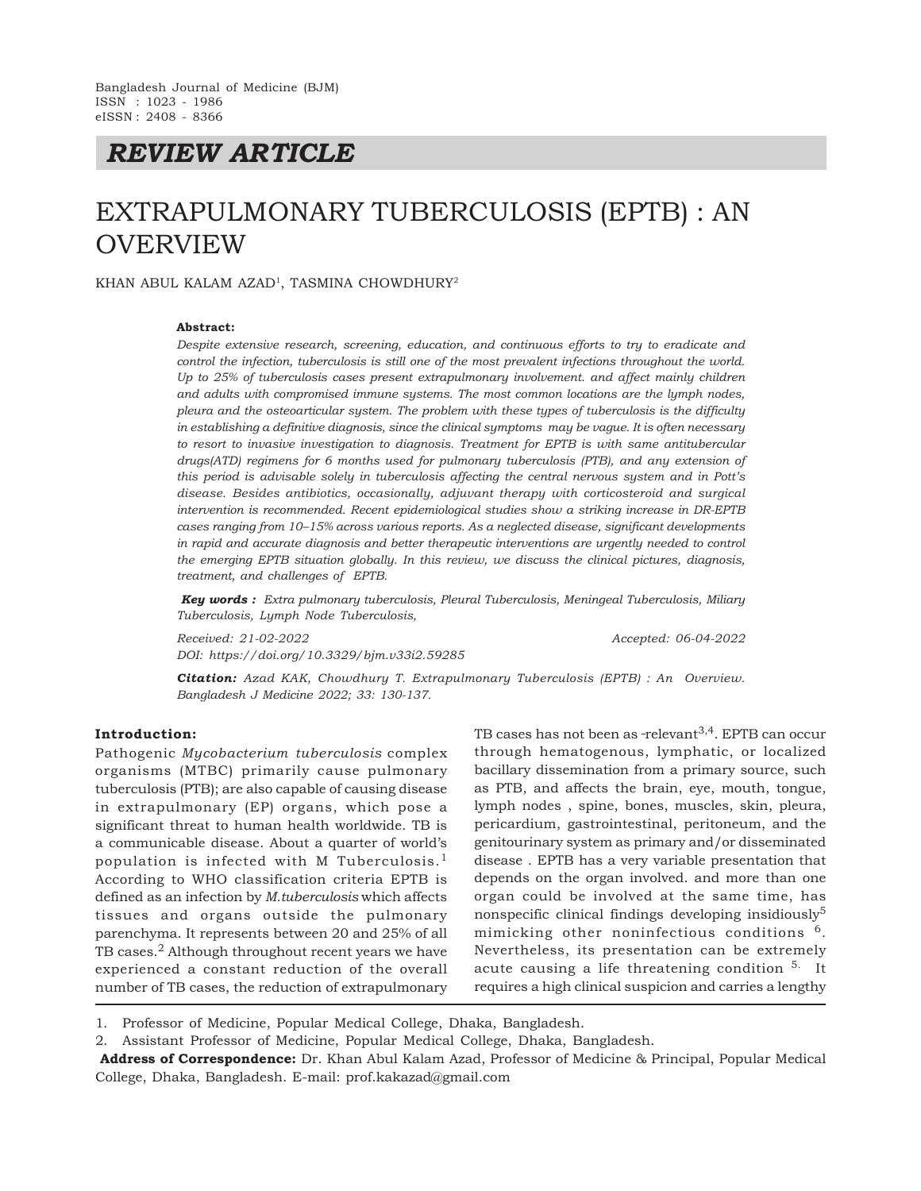Bangladesh Journal of Medicine (BJM)
ISSN : 1023 - 1986
eISSN : 2408 - 8366

## *REVIEW ARTICLE*

# EXTRAPULMONARY TUBERCULOSIS (EPTB) : AN OVERVIEW

KHAN ABUL KALAM AZAD[1], TASMINA CHOWDHURY[2]

**Abstract:**

*Despite extensive research, screening, education, and continuous efforts to try to eradicate and control the infection, tuberculosis is still one of the most prevalent infections throughout the world. Up to 25% of tuberculosis cases present extrapulmonary involvement. and affect mainly children and adults with compromised immune systems. The most common locations are the lymph nodes, pleura and the osteoarticular system. The problem with these types of tuberculosis is the difficulty in establishing a definitive diagnosis, since the clinical symptoms may be vague. It is often necessary to resort to invasive investigation to diagnosis. Treatment for EPTB is with same antitubercular drugs(ATD) regimens for 6 months used for pulmonary tuberculosis (PTB), and any extension of this period is advisable solely in tuberculosis affecting the central nervous system and in Pott's disease. Besides antibiotics, occasionally, adjuvant therapy with corticosteroid and surgical intervention is recommended. Recent epidemiological studies show a striking increase in DR-EPTB cases ranging from 10–15% across various reports. As a neglected disease, significant developments in rapid and accurate diagnosis and better therapeutic interventions are urgently needed to control the emerging EPTB situation globally. In this review, we discuss the clinical pictures, diagnosis, treatment, and challenges of EPTB.*

***Key words :*** *Extra pulmonary tuberculosis, Pleural Tuberculosis, Meningeal Tuberculosis, Miliary Tuberculosis, Lymph Node Tuberculosis,*

*Received: 21-02-2022* *Accepted: 06-04-2022*

*DOI: https://doi.org/10.3329/bjm.v33i2.59285*

***Citation:*** *Azad KAK, Chowdhury T. Extrapulmonary Tuberculosis (EPTB) : An Overview. Bangladesh J Medicine 2022; 33: 130-137.*

**Introduction:**

Pathogenic *Mycobacterium tuberculosis* complex organisms (MTBC) primarily cause pulmonary tuberculosis (PTB); are also capable of causing disease in extrapulmonary (EP) organs, which pose a significant threat to human health worldwide. TB is a communicable disease. About a quarter of world's population is infected with M Tuberculosis.[1] According to WHO classification criteria EPTB is defined as an infection by *M.tuberculosis* which affects tissues and organs outside the pulmonary parenchyma. It represents between 20 and 25% of all TB cases.[2] Although throughout recent years we have experienced a constant reduction of the overall number of TB cases, the reduction of extrapulmonary TB cases has not been as -relevant[3,4]. EPTB can occur through hematogenous, lymphatic, or localized bacillary dissemination from a primary source, such as PTB, and affects the brain, eye, mouth, tongue, lymph nodes , spine, bones, muscles, skin, pleura, pericardium, gastrointestinal, peritoneum, and the genitourinary system as primary and/or disseminated disease . EPTB has a very variable presentation that depends on the organ involved. and more than one organ could be involved at the same time, has nonspecific clinical findings developing insidiously[5] mimicking other noninfectious conditions [6]. Nevertheless, its presentation can be extremely acute causing a life threatening condition [5]. It requires a high clinical suspicion and carries a lengthy

1. Professor of Medicine, Popular Medical College, Dhaka, Bangladesh.
2. Assistant Professor of Medicine, Popular Medical College, Dhaka, Bangladesh.

**Address of Correspondence:** Dr. Khan Abul Kalam Azad, Professor of Medicine & Principal, Popular Medical College, Dhaka, Bangladesh. E-mail: prof.kakazad@gmail.com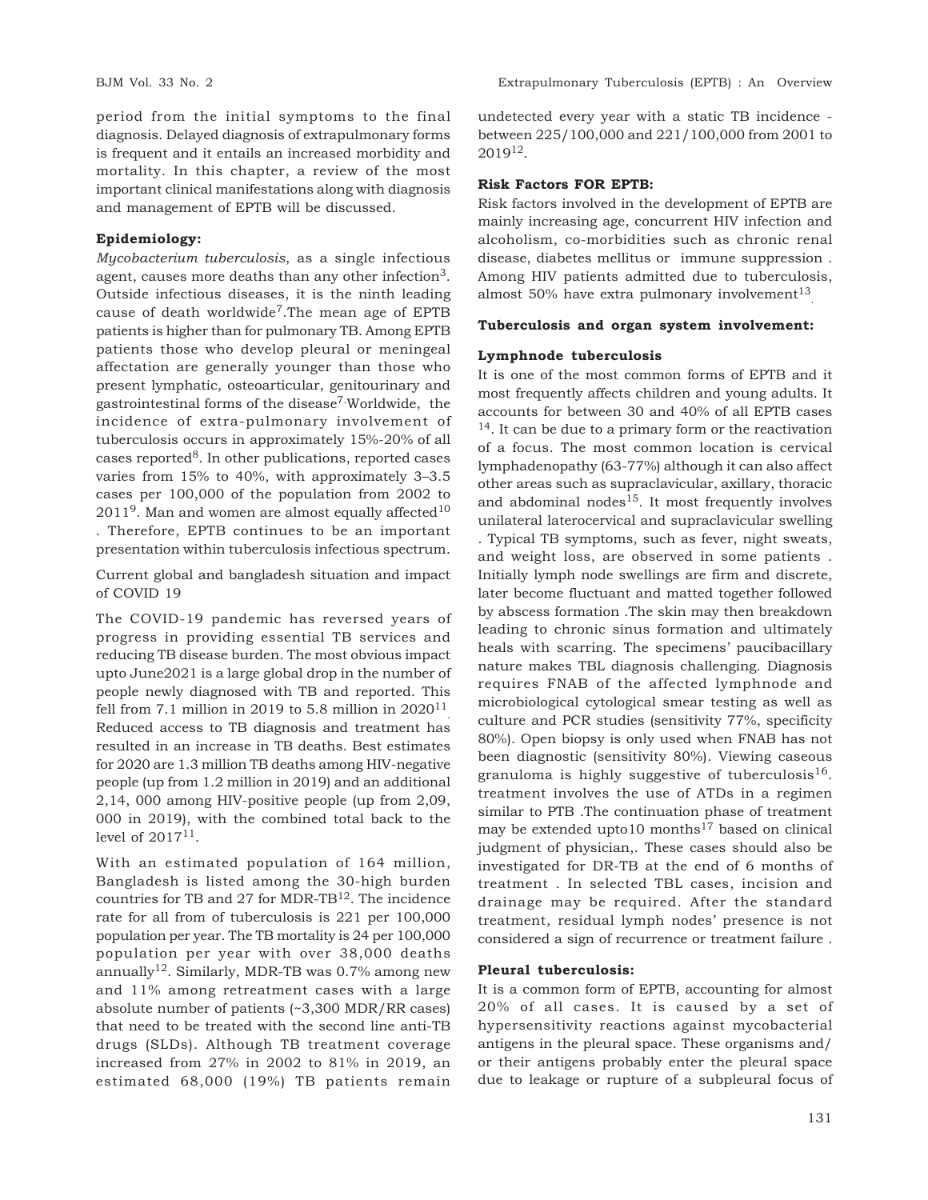period from the initial symptoms to the final diagnosis. Delayed diagnosis of extrapulmonary forms is frequent and it entails an increased morbidity and mortality. In this chapter, a review of the most important clinical manifestations along with diagnosis and management of EPTB will be discussed.

**Epidemiology:**

*Mycobacterium tuberculosis*, as a single infectious agent, causes more deaths than any other infection[3]. Outside infectious diseases, it is the ninth leading cause of death worldwide[7].The mean age of EPTB patients is higher than for pulmonary TB. Among EPTB patients those who develop pleural or meningeal affectation are generally younger than those who present lymphatic, osteoarticular, genitourinary and gastrointestinal forms of the disease[7].Worldwide, the incidence of extra-pulmonary involvement of tuberculosis occurs in approximately 15%-20% of all cases reported[8]. In other publications, reported cases varies from 15% to 40%, with approximately 3–3.5 cases per 100,000 of the population from 2002 to 2011[9]. Man and women are almost equally affected[10]. Therefore, EPTB continues to be an important presentation within tuberculosis infectious spectrum.

Current global and bangladesh situation and impact of COVID 19

The COVID-19 pandemic has reversed years of progress in providing essential TB services and reducing TB disease burden. The most obvious impact upto June2021 is a large global drop in the number of people newly diagnosed with TB and reported. This fell from 7.1 million in 2019 to 5.8 million in 2020[11]. Reduced access to TB diagnosis and treatment has resulted in an increase in TB deaths. Best estimates for 2020 are 1.3 million TB deaths among HIV-negative people (up from 1.2 million in 2019) and an additional 2,14, 000 among HIV-positive people (up from 2,09, 000 in 2019), with the combined total back to the level of 2017[11].

With an estimated population of 164 million, Bangladesh is listed among the 30-high burden countries for TB and 27 for MDR-TB[12]. The incidence rate for all from of tuberculosis is 221 per 100,000 population per year. The TB mortality is 24 per 100,000 population per year with over 38,000 deaths annually[12]. Similarly, MDR-TB was 0.7% among new and 11% among retreatment cases with a large absolute number of patients (~3,300 MDR/RR cases) that need to be treated with the second line anti-TB drugs (SLDs). Although TB treatment coverage increased from 27% in 2002 to 81% in 2019, an estimated 68,000 (19%) TB patients remain undetected every year with a static TB incidence - between 225/100,000 and 221/100,000 from 2001 to 2019[12].

**Risk Factors FOR EPTB:**

Risk factors involved in the development of EPTB are mainly increasing age, concurrent HIV infection and alcoholism, co-morbidities such as chronic renal disease, diabetes mellitus or immune suppression . Among HIV patients admitted due to tuberculosis, almost 50% have extra pulmonary involvement[13].

**Tuberculosis and organ system involvement:**

**Lymphnode tuberculosis**

It is one of the most common forms of EPTB and it most frequently affects children and young adults. It accounts for between 30 and 40% of all EPTB cases [14]. It can be due to a primary form or the reactivation of a focus. The most common location is cervical lymphadenopathy (63-77%) although it can also affect other areas such as supraclavicular, axillary, thoracic and abdominal nodes[15]. It most frequently involves unilateral laterocervical and supraclavicular swelling . Typical TB symptoms, such as fever, night sweats, and weight loss, are observed in some patients . Initially lymph node swellings are firm and discrete, later become fluctuant and matted together followed by abscess formation .The skin may then breakdown leading to chronic sinus formation and ultimately heals with scarring. The specimens' paucibacillary nature makes TBL diagnosis challenging. Diagnosis requires FNAB of the affected lymphnode and microbiological cytological smear testing as well as culture and PCR studies (sensitivity 77%, specificity 80%). Open biopsy is only used when FNAB has not been diagnostic (sensitivity 80%). Viewing caseous granuloma is highly suggestive of tuberculosis[16]. treatment involves the use of ATDs in a regimen similar to PTB .The continuation phase of treatment may be extended upto10 months[17] based on clinical judgment of physician,. These cases should also be investigated for DR-TB at the end of 6 months of treatment . In selected TBL cases, incision and drainage may be required. After the standard treatment, residual lymph nodes' presence is not considered a sign of recurrence or treatment failure .

**Pleural tuberculosis:**

It is a common form of EPTB, accounting for almost 20% of all cases. It is caused by a set of hypersensitivity reactions against mycobacterial antigens in the pleural space. These organisms and/or their antigens probably enter the pleural space due to leakage or rupture of a subpleural focus of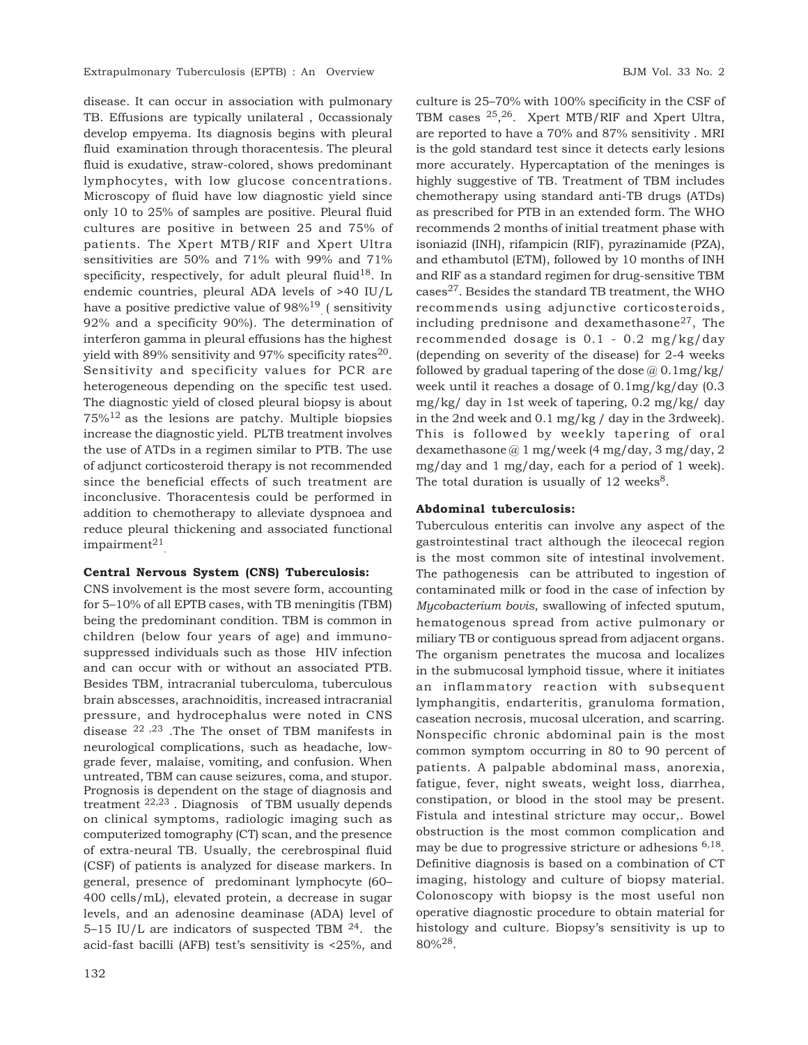disease. It can occur in association with pulmonary TB. Effusions are typically unilateral , 0ccassionaly develop empyema. Its diagnosis begins with pleural fluid examination through thoracentesis. The pleural fluid is exudative, straw-colored, shows predominant lymphocytes, with low glucose concentrations. Microscopy of fluid have low diagnostic yield since only 10 to 25% of samples are positive. Pleural fluid cultures are positive in between 25 and 75% of patients. The Xpert MTB/RIF and Xpert Ultra sensitivities are 50% and 71% with 99% and 71% specificity, respectively, for adult pleural fluid[18]. In endemic countries, pleural ADA levels of >40 IU/L have a positive predictive value of 98%[19]. ( sensitivity 92% and a specificity 90%). The determination of interferon gamma in pleural effusions has the highest yield with 89% sensitivity and 97% specificity rates[20]. Sensitivity and specificity values for PCR are heterogeneous depending on the specific test used. The diagnostic yield of closed pleural biopsy is about 75%[12] as the lesions are patchy. Multiple biopsies increase the diagnostic yield. PLTB treatment involves the use of ATDs in a regimen similar to PTB. The use of adjunct corticosteroid therapy is not recommended since the beneficial effects of such treatment are inconclusive. Thoracentesis could be performed in addition to chemotherapy to alleviate dyspnoea and reduce pleural thickening and associated functional impairment[21].

**Central Nervous System (CNS) Tuberculosis:**

CNS involvement is the most severe form, accounting for 5–10% of all EPTB cases, with TB meningitis (TBM) being the predominant condition. TBM is common in children (below four years of age) and immuno-suppressed individuals such as those HIV infection and can occur with or without an associated PTB. Besides TBM, intracranial tuberculoma, tuberculous brain abscesses, arachnoiditis, increased intracranial pressure, and hydrocephalus were noted in CNS disease [22,23] .The The onset of TBM manifests in neurological complications, such as headache, low-grade fever, malaise, vomiting, and confusion. When untreated, TBM can cause seizures, coma, and stupor. Prognosis is dependent on the stage of diagnosis and treatment [22,23] . Diagnosis of TBM usually depends on clinical symptoms, radiologic imaging such as computerized tomography (CT) scan, and the presence of extra-neural TB. Usually, the cerebrospinal fluid (CSF) of patients is analyzed for disease markers. In general, presence of predominant lymphocyte (60–400 cells/mL), elevated protein, a decrease in sugar levels, and an adenosine deaminase (ADA) level of 5–15 IU/L are indicators of suspected TBM [24]. the acid-fast bacilli (AFB) test's sensitivity is <25%, and culture is 25–70% with 100% specificity in the CSF of TBM cases [25,26]. Xpert MTB/RIF and Xpert Ultra, are reported to have a 70% and 87% sensitivity . MRI is the gold standard test since it detects early lesions more accurately. Hypercaptation of the meninges is highly suggestive of TB. Treatment of TBM includes chemotherapy using standard anti-TB drugs (ATDs) as prescribed for PTB in an extended form. The WHO recommends 2 months of initial treatment phase with isoniazid (INH), rifampicin (RIF), pyrazinamide (PZA), and ethambutol (ETM), followed by 10 months of INH and RIF as a standard regimen for drug-sensitive TBM cases[27]. Besides the standard TB treatment, the WHO recommends using adjunctive corticosteroids, including prednisone and dexamethasone[27], The recommended dosage is 0.1 - 0.2 mg/kg/day (depending on severity of the disease) for 2-4 weeks followed by gradual tapering of the dose @ 0.1mg/kg/ week until it reaches a dosage of 0.1mg/kg/day (0.3 mg/kg/ day in 1st week of tapering, 0.2 mg/kg/ day in the 2nd week and 0.1 mg/kg / day in the 3rdweek). This is followed by weekly tapering of oral dexamethasone @ 1 mg/week (4 mg/day, 3 mg/day, 2 mg/day and 1 mg/day, each for a period of 1 week). The total duration is usually of 12 weeks[8].

**Abdominal tuberculosis:**

Tuberculous enteritis can involve any aspect of the gastrointestinal tract although the ileocecal region is the most common site of intestinal involvement. The pathogenesis can be attributed to ingestion of contaminated milk or food in the case of infection by *Mycobacterium bovis*, swallowing of infected sputum, hematogenous spread from active pulmonary or miliary TB or contiguous spread from adjacent organs. The organism penetrates the mucosa and localizes in the submucosal lymphoid tissue, where it initiates an inflammatory reaction with subsequent lymphangitis, endarteritis, granuloma formation, caseation necrosis, mucosal ulceration, and scarring. Nonspecific chronic abdominal pain is the most common symptom occurring in 80 to 90 percent of patients. A palpable abdominal mass, anorexia, fatigue, fever, night sweats, weight loss, diarrhea, constipation, or blood in the stool may be present. Fistula and intestinal stricture may occur,. Bowel obstruction is the most common complication and may be due to progressive stricture or adhesions [6,18]. Definitive diagnosis is based on a combination of CT imaging, histology and culture of biopsy material. Colonoscopy with biopsy is the most useful non operative diagnostic procedure to obtain material for histology and culture. Biopsy's sensitivity is up to 80%[28].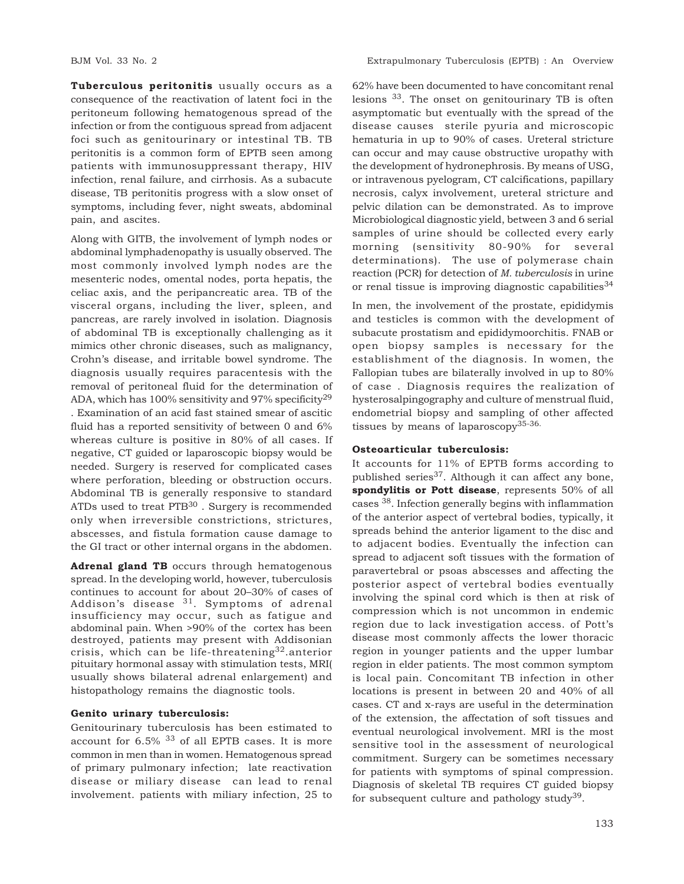**Tuberculous peritonitis** usually occurs as a consequence of the reactivation of latent foci in the peritoneum following hematogenous spread of the infection or from the contiguous spread from adjacent foci such as genitourinary or intestinal TB. TB peritonitis is a common form of EPTB seen among patients with immunosuppressant therapy, HIV infection, renal failure, and cirrhosis. As a subacute disease, TB peritonitis progress with a slow onset of symptoms, including fever, night sweats, abdominal pain, and ascites.

Along with GITB, the involvement of lymph nodes or abdominal lymphadenopathy is usually observed. The most commonly involved lymph nodes are the mesenteric nodes, omental nodes, porta hepatis, the celiac axis, and the peripancreatic area. TB of the visceral organs, including the liver, spleen, and pancreas, are rarely involved in isolation. Diagnosis of abdominal TB is exceptionally challenging as it mimics other chronic diseases, such as malignancy, Crohn's disease, and irritable bowel syndrome. The diagnosis usually requires paracentesis with the removal of peritoneal fluid for the determination of ADA, which has 100% sensitivity and 97% specificity[29] . Examination of an acid fast stained smear of ascitic fluid has a reported sensitivity of between 0 and 6% whereas culture is positive in 80% of all cases. If negative, CT guided or laparoscopic biopsy would be needed. Surgery is reserved for complicated cases where perforation, bleeding or obstruction occurs. Abdominal TB is generally responsive to standard ATDs used to treat PTB[30] . Surgery is recommended only when irreversible constrictions, strictures, abscesses, and fistula formation cause damage to the GI tract or other internal organs in the abdomen.

**Adrenal gland TB** occurs through hematogenous spread. In the developing world, however, tuberculosis continues to account for about 20–30% of cases of Addison's disease [31]. Symptoms of adrenal insufficiency may occur, such as fatigue and abdominal pain. When >90% of the cortex has been destroyed, patients may present with Addisonian crisis, which can be life-threatening[32].anterior pituitary hormonal assay with stimulation tests, MRI( usually shows bilateral adrenal enlargement) and histopathology remains the diagnostic tools.

**Genito urinary tuberculosis:**

Genitourinary tuberculosis has been estimated to account for 6.5% [33] of all EPTB cases. It is more common in men than in women. Hematogenous spread of primary pulmonary infection; late reactivation disease or miliary disease can lead to renal involvement. patients with miliary infection, 25 to 62% have been documented to have concomitant renal lesions [33]. The onset on genitourinary TB is often asymptomatic but eventually with the spread of the disease causes sterile pyuria and microscopic hematuria in up to 90% of cases. Ureteral stricture can occur and may cause obstructive uropathy with the development of hydronephrosis. By means of USG, or intravenous pyelogram, CT calcifications, papillary necrosis, calyx involvement, ureteral stricture and pelvic dilation can be demonstrated. As to improve Microbiological diagnostic yield, between 3 and 6 serial samples of urine should be collected every early morning (sensitivity 80-90% for several determinations). The use of polymerase chain reaction (PCR) for detection of *M. tuberculosis* in urine or renal tissue is improving diagnostic capabilities[34]

In men, the involvement of the prostate, epididymis and testicles is common with the development of subacute prostatism and epididymoorchitis. FNAB or open biopsy samples is necessary for the establishment of the diagnosis. In women, the Fallopian tubes are bilaterally involved in up to 80% of case . Diagnosis requires the realization of hysterosalpingography and culture of menstrual fluid, endometrial biopsy and sampling of other affected tissues by means of laparoscopy[35-36].

**Osteoarticular tuberculosis:**

It accounts for 11% of EPTB forms according to published series[37]. Although it can affect any bone, **spondylitis or Pott disease**, represents 50% of all cases [38]. Infection generally begins with inflammation of the anterior aspect of vertebral bodies, typically, it spreads behind the anterior ligament to the disc and to adjacent bodies. Eventually the infection can spread to adjacent soft tissues with the formation of paravertebral or psoas abscesses and affecting the posterior aspect of vertebral bodies eventually involving the spinal cord which is then at risk of compression which is not uncommon in endemic region due to lack investigation access. of Pott's disease most commonly affects the lower thoracic region in younger patients and the upper lumbar region in elder patients. The most common symptom is local pain. Concomitant TB infection in other locations is present in between 20 and 40% of all cases. CT and x-rays are useful in the determination of the extension, the affectation of soft tissues and eventual neurological involvement. MRI is the most sensitive tool in the assessment of neurological commitment. Surgery can be sometimes necessary for patients with symptoms of spinal compression. Diagnosis of skeletal TB requires CT guided biopsy for subsequent culture and pathology study[39].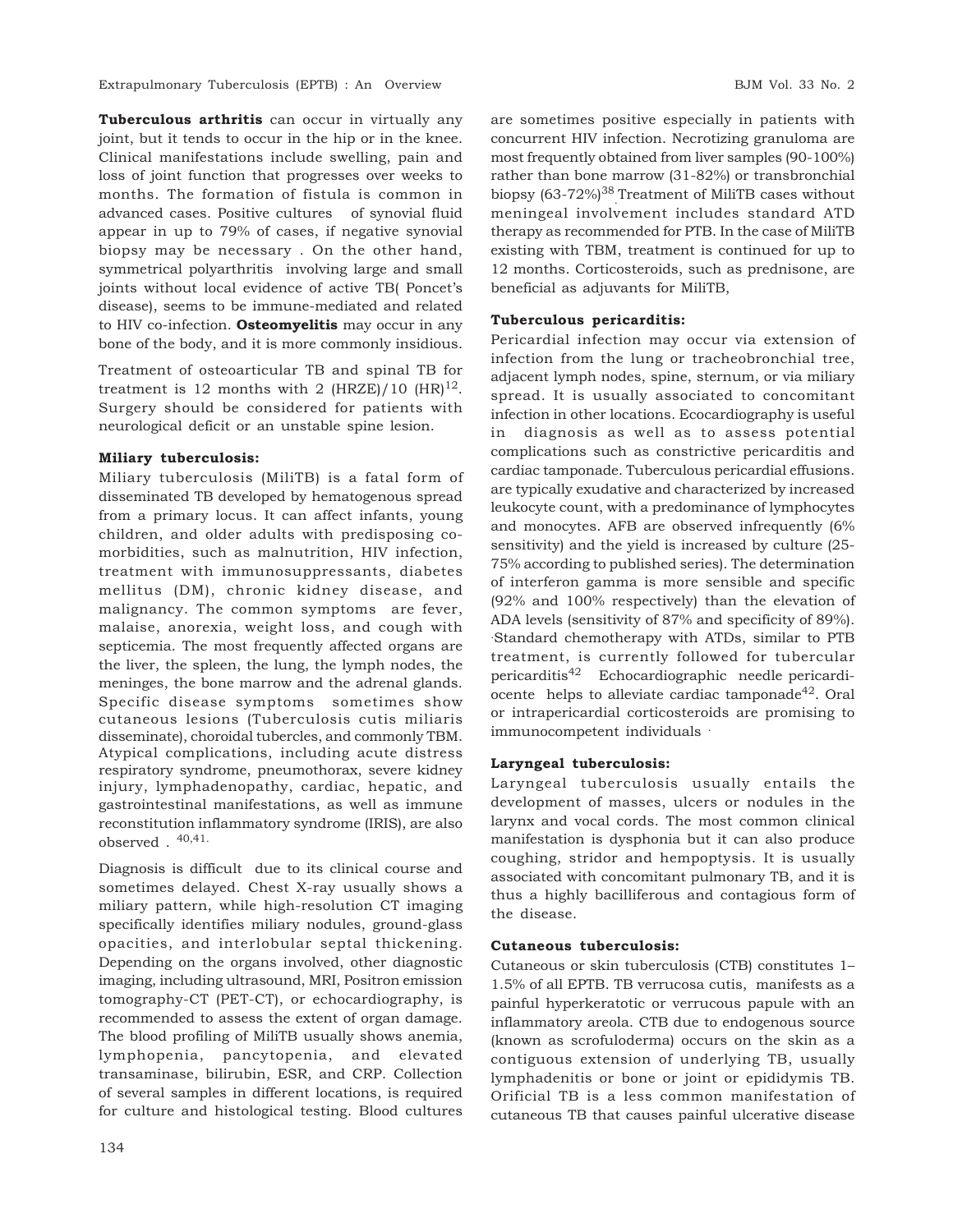**Tuberculous arthritis** can occur in virtually any joint, but it tends to occur in the hip or in the knee. Clinical manifestations include swelling, pain and loss of joint function that progresses over weeks to months. The formation of fistula is common in advanced cases. Positive cultures of synovial fluid appear in up to 79% of cases, if negative synovial biopsy may be necessary . On the other hand, symmetrical polyarthritis involving large and small joints without local evidence of active TB( Poncet's disease), seems to be immune-mediated and related to HIV co-infection. **Osteomyelitis** may occur in any bone of the body, and it is more commonly insidious.

Treatment of osteoarticular TB and spinal TB for treatment is 12 months with 2 (HRZE)/10 (HR)[12]. Surgery should be considered for patients with neurological deficit or an unstable spine lesion.

#### Miliary tuberculosis:

Miliary tuberculosis (MiliTB) is a fatal form of disseminated TB developed by hematogenous spread from a primary locus. It can affect infants, young children, and older adults with predisposing co-morbidities, such as malnutrition, HIV infection, treatment with immunosuppressants, diabetes mellitus (DM), chronic kidney disease, and malignancy. The common symptoms are fever, malaise, anorexia, weight loss, and cough with septicemia. The most frequently affected organs are the liver, the spleen, the lung, the lymph nodes, the meninges, the bone marrow and the adrenal glands. Specific disease symptoms sometimes show cutaneous lesions (Tuberculosis cutis miliaris disseminate), choroidal tubercles, and commonly TBM. Atypical complications, including acute distress respiratory syndrome, pneumothorax, severe kidney injury, lymphadenopathy, cardiac, hepatic, and gastrointestinal manifestations, as well as immune reconstitution inflammatory syndrome (IRIS), are also observed . [40,41.]

Diagnosis is difficult due to its clinical course and sometimes delayed. Chest X-ray usually shows a miliary pattern, while high-resolution CT imaging specifically identifies miliary nodules, ground-glass opacities, and interlobular septal thickening. Depending on the organs involved, other diagnostic imaging, including ultrasound, MRI, Positron emission tomography-CT (PET-CT), or echocardiography, is recommended to assess the extent of organ damage. The blood profiling of MiliTB usually shows anemia, lymphopenia, pancytopenia, and elevated transaminase, bilirubin, ESR, and CRP. Collection of several samples in different locations, is required for culture and histological testing. Blood cultures are sometimes positive especially in patients with concurrent HIV infection. Necrotizing granuloma are most frequently obtained from liver samples (90-100%) rather than bone marrow (31-82%) or transbronchial biopsy (63-72%)[38]. Treatment of MiliTB cases without meningeal involvement includes standard ATD therapy as recommended for PTB. In the case of MiliTB existing with TBM, treatment is continued for up to 12 months. Corticosteroids, such as prednisone, are beneficial as adjuvants for MiliTB,

#### Tuberculous pericarditis:

Pericardial infection may occur via extension of infection from the lung or tracheobronchial tree, adjacent lymph nodes, spine, sternum, or via miliary spread. It is usually associated to concomitant infection in other locations. Ecocardiography is useful in diagnosis as well as to assess potential complications such as constrictive pericarditis and cardiac tamponade. Tuberculous pericardial effusions. are typically exudative and characterized by increased leukocyte count, with a predominance of lymphocytes and monocytes. AFB are observed infrequently (6% sensitivity) and the yield is increased by culture (25-75% according to published series). The determination of interferon gamma is more sensible and specific (92% and 100% respectively) than the elevation of ADA levels (sensitivity of 87% and specificity of 89%). ·Standard chemotherapy with ATDs, similar to PTB treatment, is currently followed for tubercular pericarditis[42] Echocardiographic needle pericardiocente helps to alleviate cardiac tamponade[42]. Oral or intrapericardial corticosteroids are promising to immunocompetent individuals ·

#### Laryngeal tuberculosis:

Laryngeal tuberculosis usually entails the development of masses, ulcers or nodules in the larynx and vocal cords. The most common clinical manifestation is dysphonia but it can also produce coughing, stridor and hempoptysis. It is usually associated with concomitant pulmonary TB, and it is thus a highly bacilliferous and contagious form of the disease.

#### Cutaneous tuberculosis:

Cutaneous or skin tuberculosis (CTB) constitutes 1–1.5% of all EPTB. TB verrucosa cutis, manifests as a painful hyperkeratotic or verrucous papule with an inflammatory areola. CTB due to endogenous source (known as scrofuloderma) occurs on the skin as a contiguous extension of underlying TB, usually lymphadenitis or bone or joint or epididymis TB. Orificial TB is a less common manifestation of cutaneous TB that causes painful ulcerative disease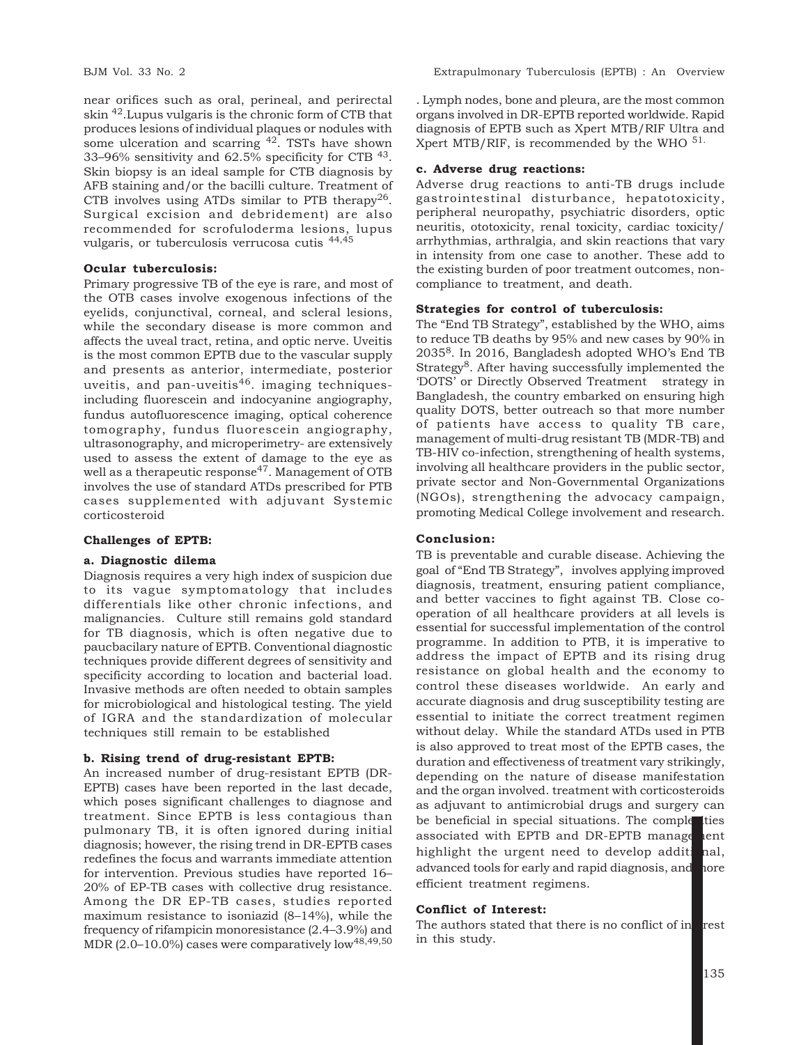near orifices such as oral, perineal, and perirectal skin [42].Lupus vulgaris is the chronic form of CTB that produces lesions of individual plaques or nodules with some ulceration and scarring [42]. TSTs have shown 33–96% sensitivity and 62.5% specificity for CTB [43]. Skin biopsy is an ideal sample for CTB diagnosis by AFB staining and/or the bacilli culture. Treatment of CTB involves using ATDs similar to PTB therapy[26]. Surgical excision and debridement) are also recommended for scrofuloderma lesions, lupus vulgaris, or tuberculosis verrucosa cutis [44,45]

**Ocular tuberculosis:**

Primary progressive TB of the eye is rare, and most of the OTB cases involve exogenous infections of the eyelids, conjunctival, corneal, and scleral lesions, while the secondary disease is more common and affects the uveal tract, retina, and optic nerve. Uveitis is the most common EPTB due to the vascular supply and presents as anterior, intermediate, posterior uveitis, and pan-uveitis[46]. imaging techniques-including fluorescein and indocyanine angiography, fundus autofluorescence imaging, optical coherence tomography, fundus fluorescein angiography, ultrasonography, and microperimetry- are extensively used to assess the extent of damage to the eye as well as a therapeutic response[47]. Management of OTB involves the use of standard ATDs prescribed for PTB cases supplemented with adjuvant Systemic corticosteroid

**Challenges of EPTB:**

**a. Diagnostic dilema**

Diagnosis requires a very high index of suspicion due to its vague symptomatology that includes differentials like other chronic infections, and malignancies. Culture still remains gold standard for TB diagnosis, which is often negative due to paucbacilary nature of EPTB. Conventional diagnostic techniques provide different degrees of sensitivity and specificity according to location and bacterial load. Invasive methods are often needed to obtain samples for microbiological and histological testing. The yield of IGRA and the standardization of molecular techniques still remain to be established

**b. Rising trend of drug-resistant EPTB:**

An increased number of drug-resistant EPTB (DR-EPTB) cases have been reported in the last decade, which poses significant challenges to diagnose and treatment. Since EPTB is less contagious than pulmonary TB, it is often ignored during initial diagnosis; however, the rising trend in DR-EPTB cases redefines the focus and warrants immediate attention for intervention. Previous studies have reported 16–20% of EP-TB cases with collective drug resistance. Among the DR EP-TB cases, studies reported maximum resistance to isoniazid (8–14%), while the frequency of rifampicin monoresistance (2.4–3.9%) and MDR (2.0–10.0%) cases were comparatively low[48,49,50] . Lymph nodes, bone and pleura, are the most common organs involved in DR-EPTB reported worldwide. Rapid diagnosis of EPTB such as Xpert MTB/RIF Ultra and Xpert MTB/RIF, is recommended by the WHO [51].

**c. Adverse drug reactions:**

Adverse drug reactions to anti-TB drugs include gastrointestinal disturbance, hepatotoxicity, peripheral neuropathy, psychiatric disorders, optic neuritis, ototoxicity, renal toxicity, cardiac toxicity/ arrhythmias, arthralgia, and skin reactions that vary in intensity from one case to another. These add to the existing burden of poor treatment outcomes, non-compliance to treatment, and death.

**Strategies for control of tuberculosis:**

The "End TB Strategy", established by the WHO, aims to reduce TB deaths by 95% and new cases by 90% in 2035[8]. In 2016, Bangladesh adopted WHO's End TB Strategy[8]. After having successfully implemented the 'DOTS' or Directly Observed Treatment strategy in Bangladesh, the country embarked on ensuring high quality DOTS, better outreach so that more number of patients have access to quality TB care, management of multi-drug resistant TB (MDR-TB) and TB-HIV co-infection, strengthening of health systems, involving all healthcare providers in the public sector, private sector and Non-Governmental Organizations (NGOs), strengthening the advocacy campaign, promoting Medical College involvement and research.

**Conclusion:**

TB is preventable and curable disease. Achieving the goal of "End TB Strategy", involves applying improved diagnosis, treatment, ensuring patient compliance, and better vaccines to fight against TB. Close co-operation of all healthcare providers at all levels is essential for successful implementation of the control programme. In addition to PTB, it is imperative to address the impact of EPTB and its rising drug resistance on global health and the economy to control these diseases worldwide. An early and accurate diagnosis and drug susceptibility testing are essential to initiate the correct treatment regimen without delay. While the standard ATDs used in PTB is also approved to treat most of the EPTB cases, the duration and effectiveness of treatment vary strikingly, depending on the nature of disease manifestation and the organ involved. treatment with corticosteroids as adjuvant to antimicrobial drugs and surgery can be beneficial in special situations. The complexities associated with EPTB and DR-EPTB management highlight the urgent need to develop additional, advanced tools for early and rapid diagnosis, and more efficient treatment regimens.

**Conflict of Interest:**

The authors stated that there is no conflict of interest in this study.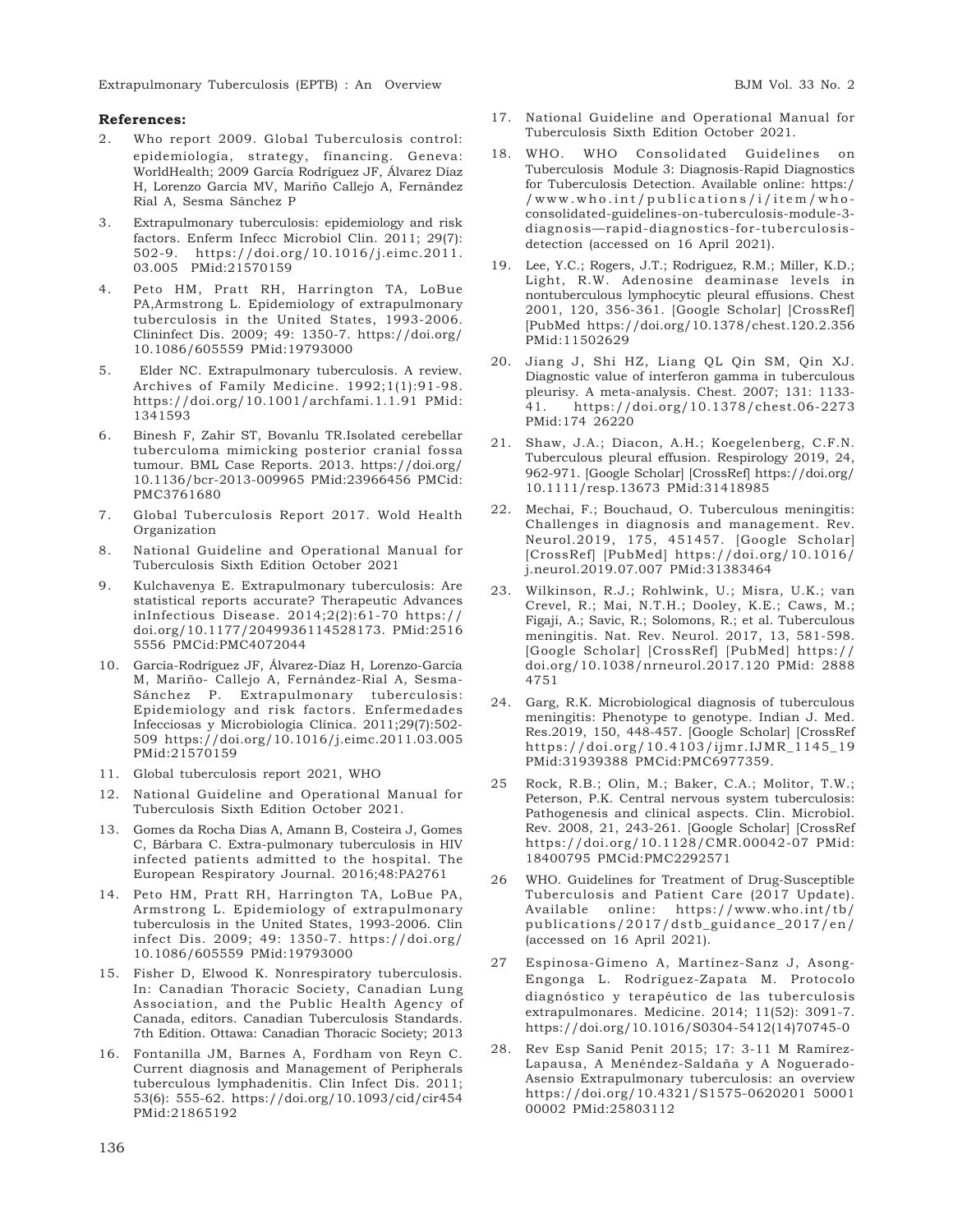**References:**

2. Who report 2009. Global Tuberculosis control: epidemiologia, strategy, financing. Geneva: WorldHealth; 2009 García Rodríguez JF, Álvarez Díaz H, Lorenzo García MV, Mariño Callejo A, Fernández Rial A, Sesma Sánchez P

3. Extrapulmonary tuberculosis: epidemiology and risk factors. Enferm Infecc Microbiol Clin. 2011; 29(7): 502-9. https://doi.org/10.1016/j.eimc.2011.03.005 PMid:21570159

4. Peto HM, Pratt RH, Harrington TA, LoBue PA,Armstrong L. Epidemiology of extrapulmonary tuberculosis in the United States, 1993-2006. Clininfect Dis. 2009; 49: 1350-7. https://doi.org/10.1086/605559 PMid:19793000

5. Elder NC. Extrapulmonary tuberculosis. A review. Archives of Family Medicine. 1992;1(1):91-98. https://doi.org/10.1001/archfami.1.1.91 PMid:1341593

6. Binesh F, Zahir ST, Bovanlu TR.Isolated cerebellar tuberculoma mimicking posterior cranial fossa tumour. BML Case Reports. 2013. https://doi.org/10.1136/bcr-2013-009965 PMid:23966456 PMCid:PMC3761680

7. Global Tuberculosis Report 2017. Wold Health Organization

8. National Guideline and Operational Manual for Tuberculosis Sixth Edition October 2021

9. Kulchavenya E. Extrapulmonary tuberculosis: Are statistical reports accurate? Therapeutic Advances inInfectious Disease. 2014;2(2):61-70 https://doi.org/10.1177/2049936114528173. PMid:25165556 PMCid:PMC4072044

10. García-Rodríguez JF, Álvarez-Díaz H, Lorenzo-García M, Mariño- Callejo A, Fernández-Rial A, Sesma-Sánchez P. Extrapulmonary tuberculosis: Epidemiology and risk factors. Enfermedades Infecciosas y Microbiología Clínica. 2011;29(7):502-509 https://doi.org/10.1016/j.eimc.2011.03.005 PMid:21570159

11. Global tuberculosis report 2021, WHO

12. National Guideline and Operational Manual for Tuberculosis Sixth Edition October 2021.

13. Gomes da Rocha Dias A, Amann B, Costeira J, Gomes C, Bárbara C. Extra-pulmonary tuberculosis in HIV infected patients admitted to the hospital. The European Respiratory Journal. 2016;48:PA2761

14. Peto HM, Pratt RH, Harrington TA, LoBue PA, Armstrong L. Epidemiology of extrapulmonary tuberculosis in the United States, 1993-2006. Clin infect Dis. 2009; 49: 1350-7. https://doi.org/10.1086/605559 PMid:19793000

15. Fisher D, Elwood K. Nonrespiratory tuberculosis. In: Canadian Thoracic Society, Canadian Lung Association, and the Public Health Agency of Canada, editors. Canadian Tuberculosis Standards. 7th Edition. Ottawa: Canadian Thoracic Society; 2013

16. Fontanilla JM, Barnes A, Fordham von Reyn C. Current diagnosis and Management of Peripherals tuberculous lymphadenitis. Clin Infect Dis. 2011; 53(6): 555-62. https://doi.org/10.1093/cid/cir454 PMid:21865192

17. National Guideline and Operational Manual for Tuberculosis Sixth Edition October 2021.

18. WHO. WHO Consolidated Guidelines on Tuberculosis Module 3: Diagnosis-Rapid Diagnostics for Tuberculosis Detection. Available online: https://www.who.int/publications/i/item/who-consolidated-guidelines-on-tuberculosis-module-3-diagnosis—rapid-diagnostics-for-tuberculosis-detection (accessed on 16 April 2021).

19. Lee, Y.C.; Rogers, J.T.; Rodriguez, R.M.; Miller, K.D.; Light, R.W. Adenosine deaminase levels in nontuberculous lymphocytic pleural effusions. Chest 2001, 120, 356-361. [Google Scholar] [CrossRef] [PubMed https://doi.org/10.1378/chest.120.2.356 PMid:11502629

20. Jiang J, Shi HZ, Liang QL Qin SM, Qin XJ. Diagnostic value of interferon gamma in tuberculous pleurisy. A meta-analysis. Chest. 2007; 131: 1133-41. https://doi.org/10.1378/chest.06-2273 PMid:174 26220

21. Shaw, J.A.; Diacon, A.H.; Koegelenberg, C.F.N. Tuberculous pleural effusion. Respirology 2019, 24, 962-971. [Google Scholar] [CrossRef] https://doi.org/10.1111/resp.13673 PMid:31418985

22. Mechai, F.; Bouchaud, O. Tuberculous meningitis: Challenges in diagnosis and management. Rev. Neurol.2019, 175, 451457. [Google Scholar] [CrossRef] [PubMed] https://doi.org/10.1016/j.neurol.2019.07.007 PMid:31383464

23. Wilkinson, R.J.; Rohlwink, U.; Misra, U.K.; van Crevel, R.; Mai, N.T.H.; Dooley, K.E.; Caws, M.; Figaji, A.; Savic, R.; Solomons, R.; et al. Tuberculous meningitis. Nat. Rev. Neurol. 2017, 13, 581-598. [Google Scholar] [CrossRef] [PubMed] https://doi.org/10.1038/nrneurol.2017.120 PMid: 28884751

24. Garg, R.K. Microbiological diagnosis of tuberculous meningitis: Phenotype to genotype. Indian J. Med. Res.2019, 150, 448-457. [Google Scholar] [CrossRef https://doi.org/10.4103/ijmr.IJMR_1145_19 PMid:31939388 PMCid:PMC6977359.

25. Rock, R.B.; Olin, M.; Baker, C.A.; Molitor, T.W.; Peterson, P.K. Central nervous system tuberculosis: Pathogenesis and clinical aspects. Clin. Microbiol. Rev. 2008, 21, 243-261. [Google Scholar] [CrossRef https://doi.org/10.1128/CMR.00042-07 PMid:18400795 PMCid:PMC2292571

26. WHO. Guidelines for Treatment of Drug-Susceptible Tuberculosis and Patient Care (2017 Update). Available online: https://www.who.int/tb/publications/2017/dstb_guidance_2017/en/ (accessed on 16 April 2021).

27. Espinosa-Gimeno A, Martínez-Sanz J, Asong-Engonga L. Rodríguez-Zapata M. Protocolo diagnóstico y terapéutico de las tuberculosis extrapulmonares. Medicine. 2014; 11(52): 3091-7. https://doi.org/10.1016/S0304-5412(14)70745-0

28. Rev Esp Sanid Penit 2015; 17: 3-11 M Ramírez-Lapausa, A Menéndez-Saldaña y A Noguerado-Asensio Extrapulmonary tuberculosis: an overview https://doi.org/10.4321/S1575-06202015000100002 PMid:25803112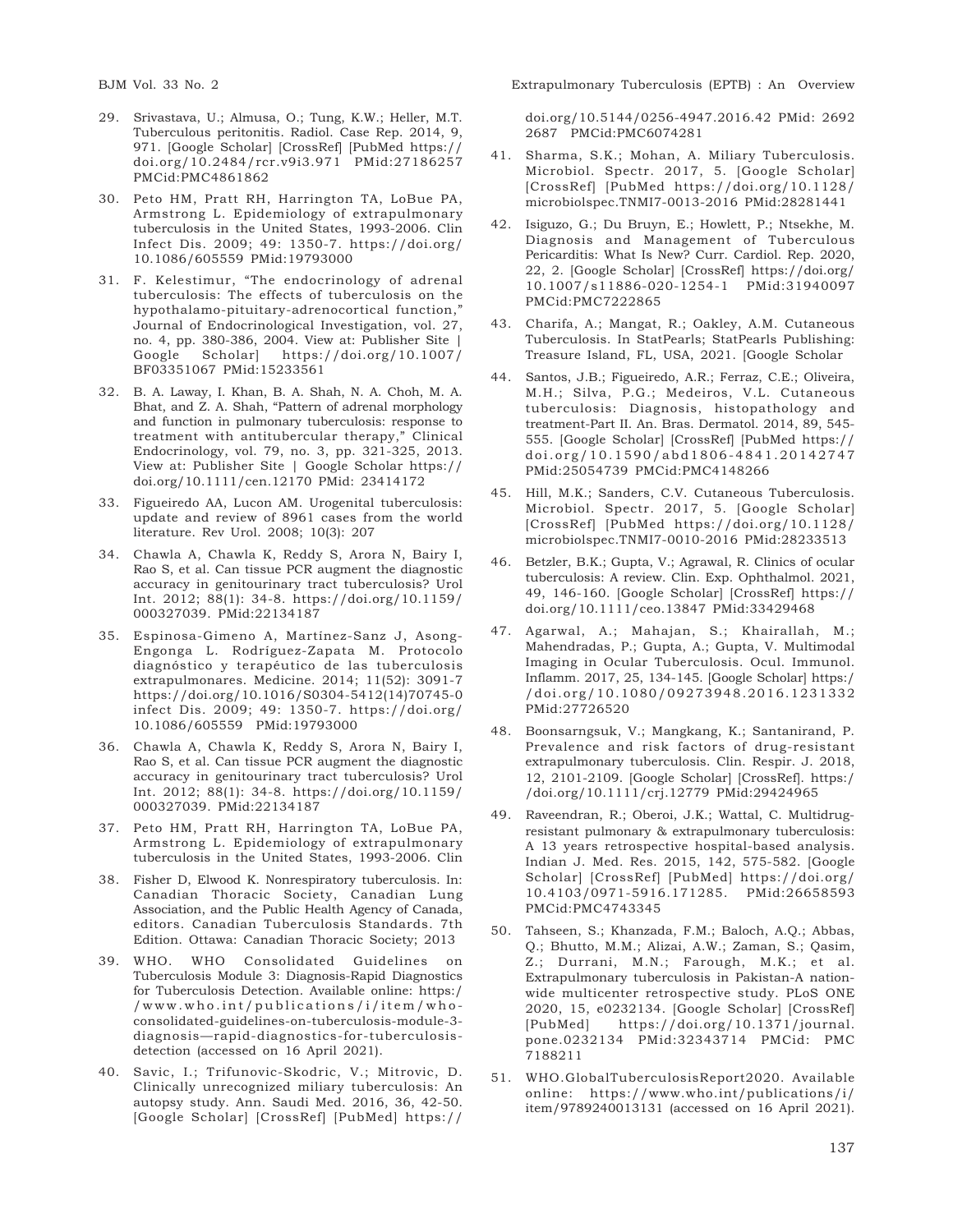29. Srivastava, U.; Almusa, O.; Tung, K.W.; Heller, M.T. Tuberculous peritonitis. Radiol. Case Rep. 2014, 9, 971. [Google Scholar] [CrossRef] [PubMed https://doi.org/10.2484/rcr.v9i3.971 PMid:27186257 PMCid:PMC4861862

30. Peto HM, Pratt RH, Harrington TA, LoBue PA, Armstrong L. Epidemiology of extrapulmonary tuberculosis in the United States, 1993-2006. Clin Infect Dis. 2009; 49: 1350-7. https://doi.org/10.1086/605559 PMid:19793000

31. F. Kelestimur, "The endocrinology of adrenal tuberculosis: The effects of tuberculosis on the hypothalamo-pituitary-adrenocortical function," Journal of Endocrinological Investigation, vol. 27, no. 4, pp. 380-386, 2004. View at: Publisher Site | Google Scholar] https://doi.org/10.1007/BF03351067 PMid:15233561

32. B. A. Laway, I. Khan, B. A. Shah, N. A. Choh, M. A. Bhat, and Z. A. Shah, "Pattern of adrenal morphology and function in pulmonary tuberculosis: response to treatment with antitubercular therapy," Clinical Endocrinology, vol. 79, no. 3, pp. 321-325, 2013. View at: Publisher Site | Google Scholar https://doi.org/10.1111/cen.12170 PMid: 23414172

33. Figueiredo AA, Lucon AM. Urogenital tuberculosis: update and review of 8961 cases from the world literature. Rev Urol. 2008; 10(3): 207

34. Chawla A, Chawla K, Reddy S, Arora N, Bairy I, Rao S, et al. Can tissue PCR augment the diagnostic accuracy in genitourinary tract tuberculosis? Urol Int. 2012; 88(1): 34-8. https://doi.org/10.1159/000327039. PMid:22134187

35. Espinosa-Gimeno A, Martínez-Sanz J, Asong-Engonga L. Rodríguez-Zapata M. Protocolo diagnóstico y terapéutico de las tuberculosis extrapulmonares. Medicine. 2014; 11(52): 3091-7 https://doi.org/10.1016/S0304-5412(14)70745-0 infect Dis. 2009; 49: 1350-7. https://doi.org/10.1086/605559 PMid:19793000

36. Chawla A, Chawla K, Reddy S, Arora N, Bairy I, Rao S, et al. Can tissue PCR augment the diagnostic accuracy in genitourinary tract tuberculosis? Urol Int. 2012; 88(1): 34-8. https://doi.org/10.1159/000327039. PMid:22134187

37. Peto HM, Pratt RH, Harrington TA, LoBue PA, Armstrong L. Epidemiology of extrapulmonary tuberculosis in the United States, 1993-2006. Clin

38. Fisher D, Elwood K. Nonrespiratory tuberculosis. In: Canadian Thoracic Society, Canadian Lung Association, and the Public Health Agency of Canada, editors. Canadian Tuberculosis Standards. 7th Edition. Ottawa: Canadian Thoracic Society; 2013

39. WHO. WHO Consolidated Guidelines on Tuberculosis Module 3: Diagnosis-Rapid Diagnostics for Tuberculosis Detection. Available online: https://www.who.int/publications/i/item/who-consolidated-guidelines-on-tuberculosis-module-3-diagnosis—rapid-diagnostics-for-tuberculosis-detection (accessed on 16 April 2021).

40. Savic, I.; Trifunovic-Skodric, V.; Mitrovic, D. Clinically unrecognized miliary tuberculosis: An autopsy study. Ann. Saudi Med. 2016, 36, 42-50. [Google Scholar] [CrossRef] [PubMed] https://doi.org/10.5144/0256-4947.2016.42 PMid: 26922687 PMCid:PMC6074281

41. Sharma, S.K.; Mohan, A. Miliary Tuberculosis. Microbiol. Spectr. 2017, 5. [Google Scholar] [CrossRef] [PubMed https://doi.org/10.1128/microbiolspec.TNMI7-0013-2016 PMid:28281441

42. Isiguzo, G.; Du Bruyn, E.; Howlett, P.; Ntsekhe, M. Diagnosis and Management of Tuberculous Pericarditis: What Is New? Curr. Cardiol. Rep. 2020, 22, 2. [Google Scholar] [CrossRef] https://doi.org/10.1007/s11886-020-1254-1 PMid:31940097 PMCid:PMC7222865

43. Charifa, A.; Mangat, R.; Oakley, A.M. Cutaneous Tuberculosis. In StatPearls; StatPearls Publishing: Treasure Island, FL, USA, 2021. [Google Scholar

44. Santos, J.B.; Figueiredo, A.R.; Ferraz, C.E.; Oliveira, M.H.; Silva, P.G.; Medeiros, V.L. Cutaneous tuberculosis: Diagnosis, histopathology and treatment-Part II. An. Bras. Dermatol. 2014, 89, 545-555. [Google Scholar] [CrossRef] [PubMed https://doi.org/10.1590/abd1806-4841.20142747 PMid:25054739 PMCid:PMC4148266

45. Hill, M.K.; Sanders, C.V. Cutaneous Tuberculosis. Microbiol. Spectr. 2017, 5. [Google Scholar] [CrossRef] [PubMed https://doi.org/10.1128/microbiolspec.TNMI7-0010-2016 PMid:28233513

46. Betzler, B.K.; Gupta, V.; Agrawal, R. Clinics of ocular tuberculosis: A review. Clin. Exp. Ophthalmol. 2021, 49, 146-160. [Google Scholar] [CrossRef] https://doi.org/10.1111/ceo.13847 PMid:33429468

47. Agarwal, A.; Mahajan, S.; Khairallah, M.; Mahendradas, P.; Gupta, A.; Gupta, V. Multimodal Imaging in Ocular Tuberculosis. Ocul. Immunol. Inflamm. 2017, 25, 134-145. [Google Scholar] https://doi.org/10.1080/09273948.2016.1231332 PMid:27726520

48. Boonsarngsuk, V.; Mangkang, K.; Santanirand, P. Prevalence and risk factors of drug-resistant extrapulmonary tuberculosis. Clin. Respir. J. 2018, 12, 2101-2109. [Google Scholar] [CrossRef]. https://doi.org/10.1111/crj.12779 PMid:29424965

49. Raveendran, R.; Oberoi, J.K.; Wattal, C. Multidrug-resistant pulmonary & extrapulmonary tuberculosis: A 13 years retrospective hospital-based analysis. Indian J. Med. Res. 2015, 142, 575-582. [Google Scholar] [CrossRef] [PubMed] https://doi.org/10.4103/0971-5916.171285. PMid:26658593 PMCid:PMC4743345

50. Tahseen, S.; Khanzada, F.M.; Baloch, A.Q.; Abbas, Q.; Bhutto, M.M.; Alizai, A.W.; Zaman, S.; Qasim, Z.; Durrani, M.N.; Farough, M.K.; et al. Extrapulmonary tuberculosis in Pakistan-A nation-wide multicenter retrospective study. PLoS ONE 2020, 15, e0232134. [Google Scholar] [CrossRef] [PubMed] https://doi.org/10.1371/journal.pone.0232134 PMid:32343714 PMCid: PMC7188211

51. WHO.GlobalTuberculosisReport2020. Available online: https://www.who.int/publications/i/item/9789240013131 (accessed on 16 April 2021).